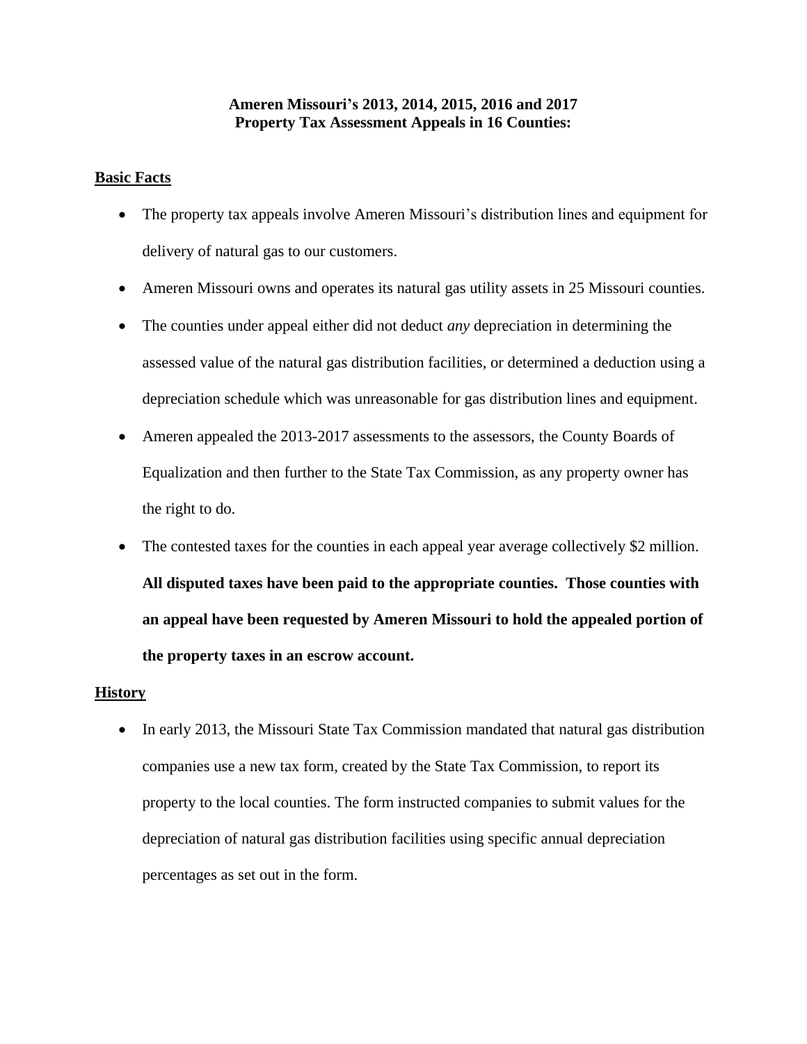# Ameren Missouri's 2013, 2014, 2015, 2016 and 2017 Property Tax Assessment Appeals in 16 Counties:

## Basic Facts

- The property tax appeals involve Ameren Missouri's distribution lines and equipment for delivery of natural gas to our customers.
- Ameren Missouri owns and operates its natural gas utility assets in 25 Missouri counties.
- The counties under appeal either did not deduct *any* depreciation in determining the assessed value of the natural gas distribution facilities, or determined a deduction using a depreciation schedule which was unreasonable for gas distribution lines and equipment.
- Ameren appealed the 2013-2017 assessments to the assessors, the County Boards of Equalization and then further to the State Tax Commission, as any property owner has the right to do.
- The contested taxes for the counties in each appeal year average collectively $2 million. **All disputed taxes have been paid to the appropriate counties. Those counties with an appeal have been requested by Ameren Missouri to hold the appealed portion of the property taxes in an escrow account.**

## History

- In early 2013, the Missouri State Tax Commission mandated that natural gas distribution companies use a new tax form, created by the State Tax Commission, to report its property to the local counties. The form instructed companies to submit values for the depreciation of natural gas distribution facilities using specific annual depreciation percentages as set out in the form.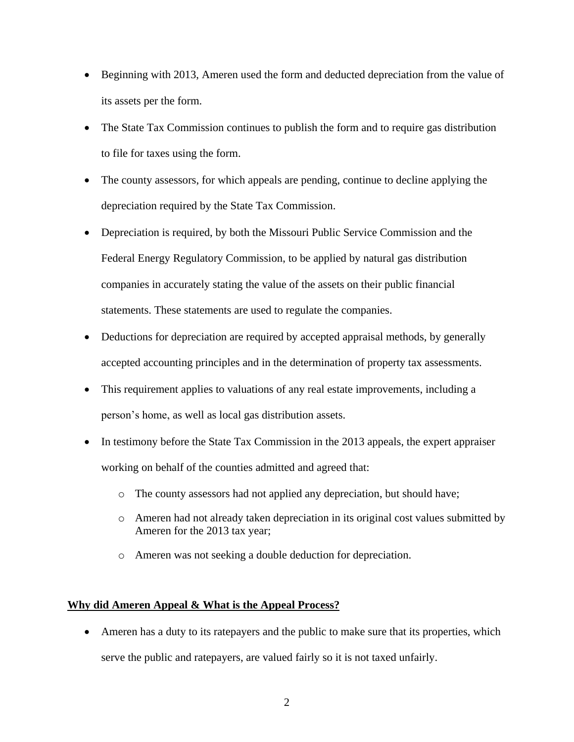- Beginning with 2013, Ameren used the form and deducted depreciation from the value of its assets per the form.
- The State Tax Commission continues to publish the form and to require gas distribution to file for taxes using the form.
- The county assessors, for which appeals are pending, continue to decline applying the depreciation required by the State Tax Commission.
- Depreciation is required, by both the Missouri Public Service Commission and the Federal Energy Regulatory Commission, to be applied by natural gas distribution companies in accurately stating the value of the assets on their public financial statements. These statements are used to regulate the companies.
- Deductions for depreciation are required by accepted appraisal methods, by generally accepted accounting principles and in the determination of property tax assessments.
- This requirement applies to valuations of any real estate improvements, including a person's home, as well as local gas distribution assets.
- In testimony before the State Tax Commission in the 2013 appeals, the expert appraiser working on behalf of the counties admitted and agreed that:
    - The county assessors had not applied any depreciation, but should have;
    - Ameren had not already taken depreciation in its original cost values submitted by Ameren for the 2013 tax year;
    - Ameren was not seeking a double deduction for depreciation.

**Why did Ameren Appeal & What is the Appeal Process?**

- Ameren has a duty to its ratepayers and the public to make sure that its properties, which serve the public and ratepayers, are valued fairly so it is not taxed unfairly.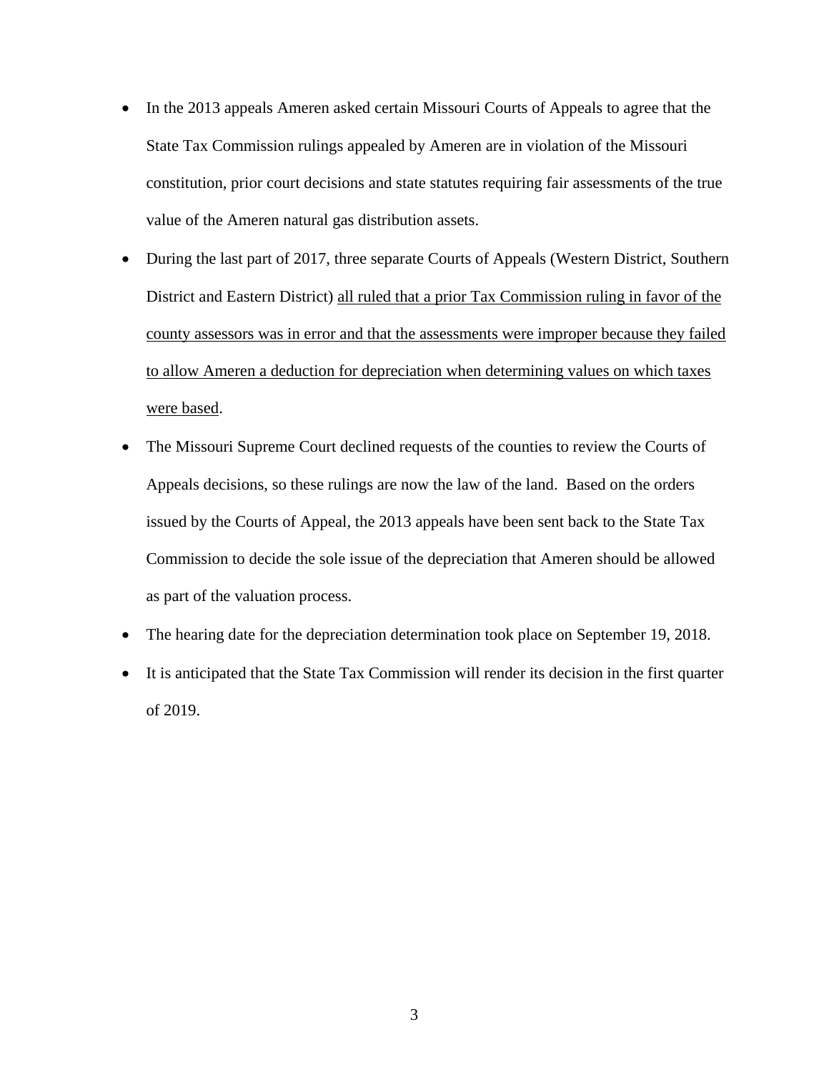- In the 2013 appeals Ameren asked certain Missouri Courts of Appeals to agree that the State Tax Commission rulings appealed by Ameren are in violation of the Missouri constitution, prior court decisions and state statutes requiring fair assessments of the true value of the Ameren natural gas distribution assets.
- During the last part of 2017, three separate Courts of Appeals (Western District, Southern District and Eastern District) <u>all ruled that a prior Tax Commission ruling in favor of the county assessors was in error and that the assessments were improper because they failed to allow Ameren a deduction for depreciation when determining values on which taxes were based</u>.
- The Missouri Supreme Court declined requests of the counties to review the Courts of Appeals decisions, so these rulings are now the law of the land. Based on the orders issued by the Courts of Appeal, the 2013 appeals have been sent back to the State Tax Commission to decide the sole issue of the depreciation that Ameren should be allowed as part of the valuation process.
- The hearing date for the depreciation determination took place on September 19, 2018.
- It is anticipated that the State Tax Commission will render its decision in the first quarter of 2019.